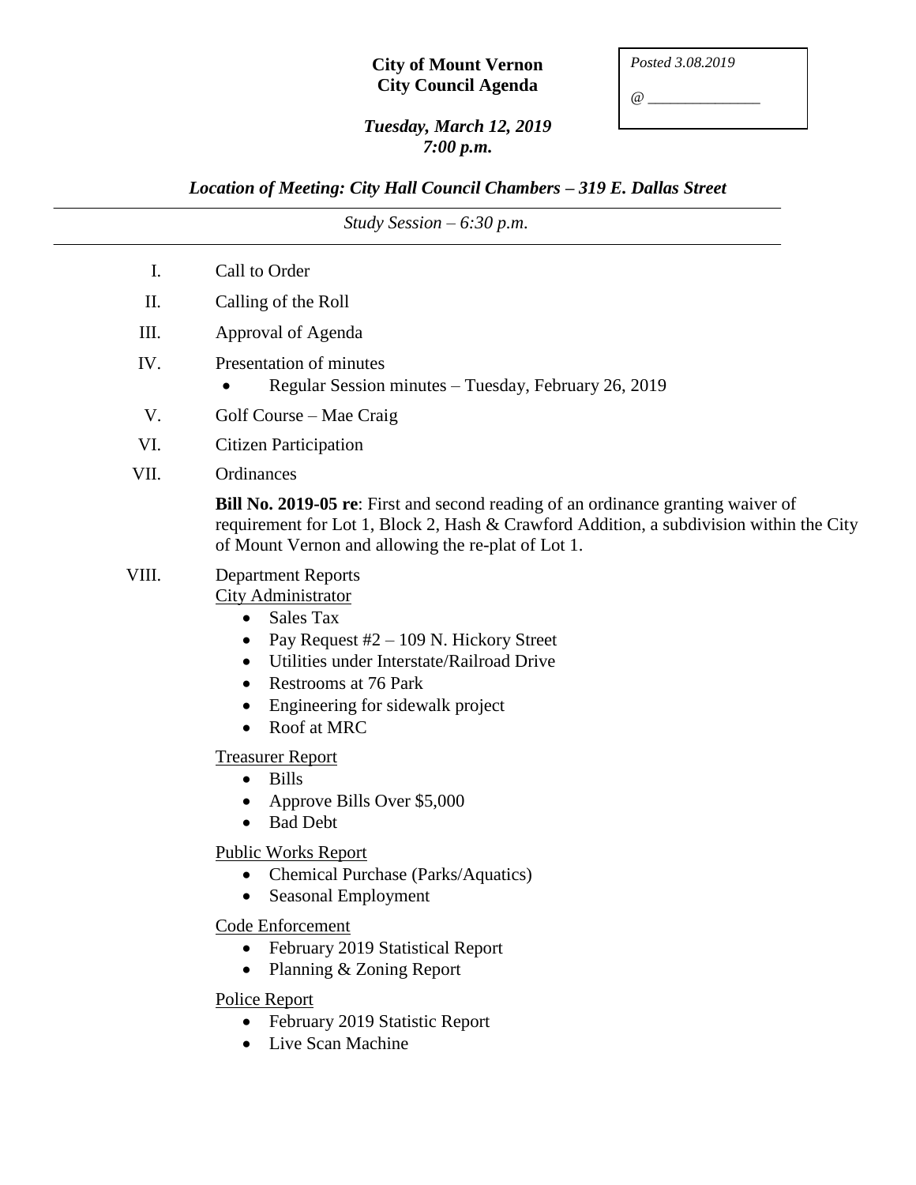**City of Mount Vernon**
**City Council Agenda**

*Posted 3.08.2019*

*@ _______________*

***Tuesday, March 12, 2019***
***7:00 p.m.***

***Location of Meeting: City Hall Council Chambers – 319 E. Dallas Street***

---

*Study Session – 6:30 p.m.*

---

I. Call to Order

II. Calling of the Roll

III. Approval of Agenda

IV. Presentation of minutes
- Regular Session minutes – Tuesday, February 26, 2019

V. Golf Course – Mae Craig

VI. Citizen Participation

VII. Ordinances

**Bill No. 2019-05 re**: First and second reading of an ordinance granting waiver of requirement for Lot 1, Block 2, Hash & Crawford Addition, a subdivision within the City of Mount Vernon and allowing the re-plat of Lot 1.

VIII. Department Reports

<u>City Administrator</u>
- Sales Tax
- Pay Request #2 – 109 N. Hickory Street
- Utilities under Interstate/Railroad Drive
- Restrooms at 76 Park
- Engineering for sidewalk project
- Roof at MRC

<u>Treasurer Report</u>
- Bills
- Approve Bills Over $5,000
- Bad Debt

<u>Public Works Report</u>
- Chemical Purchase (Parks/Aquatics)
- Seasonal Employment

<u>Code Enforcement</u>
- February 2019 Statistical Report
- Planning & Zoning Report

<u>Police Report</u>
- February 2019 Statistic Report
- Live Scan Machine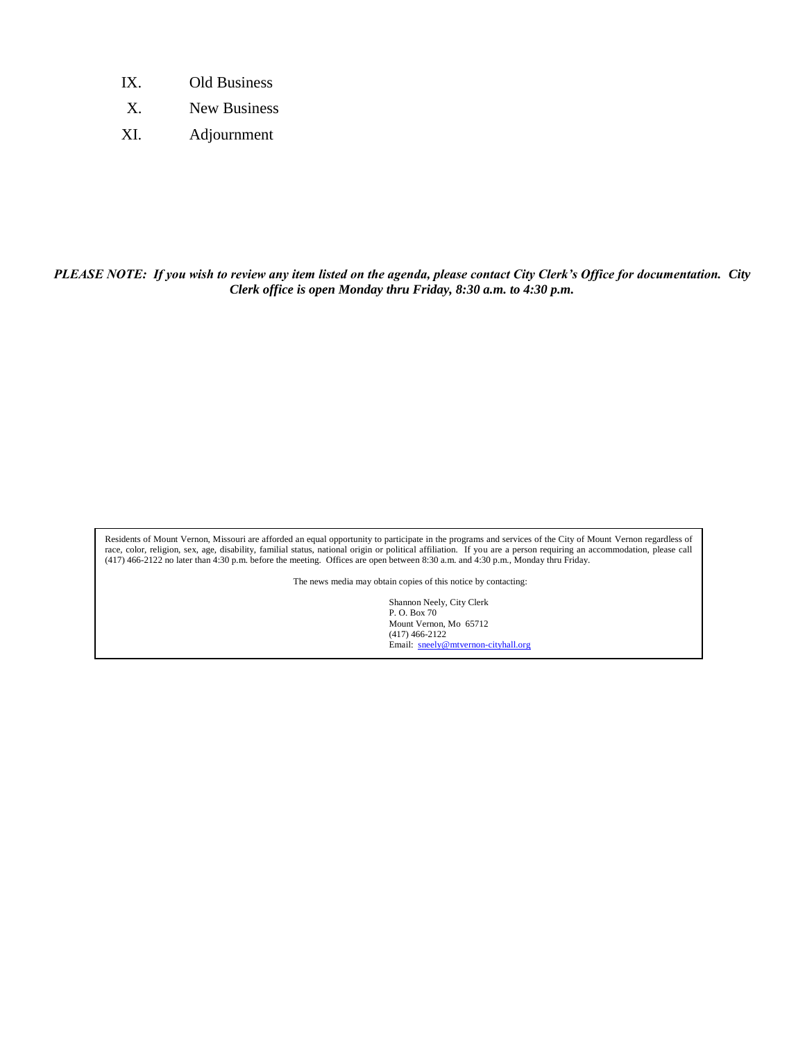IX. Old Business

X. New Business

XI. Adjournment

***PLEASE NOTE: If you wish to review any item listed on the agenda, please contact City Clerk's Office for documentation. City Clerk office is open Monday thru Friday, 8:30 a.m. to 4:30 p.m.***

Residents of Mount Vernon, Missouri are afforded an equal opportunity to participate in the programs and services of the City of Mount Vernon regardless of race, color, religion, sex, age, disability, familial status, national origin or political affiliation. If you are a person requiring an accommodation, please call (417) 466-2122 no later than 4:30 p.m. before the meeting. Offices are open between 8:30 a.m. and 4:30 p.m., Monday thru Friday.

The news media may obtain copies of this notice by contacting:

Shannon Neely, City Clerk
P. O. Box 70
Mount Vernon, Mo 65712
(417) 466-2122
Email: sneely@mtvernon-cityhall.org